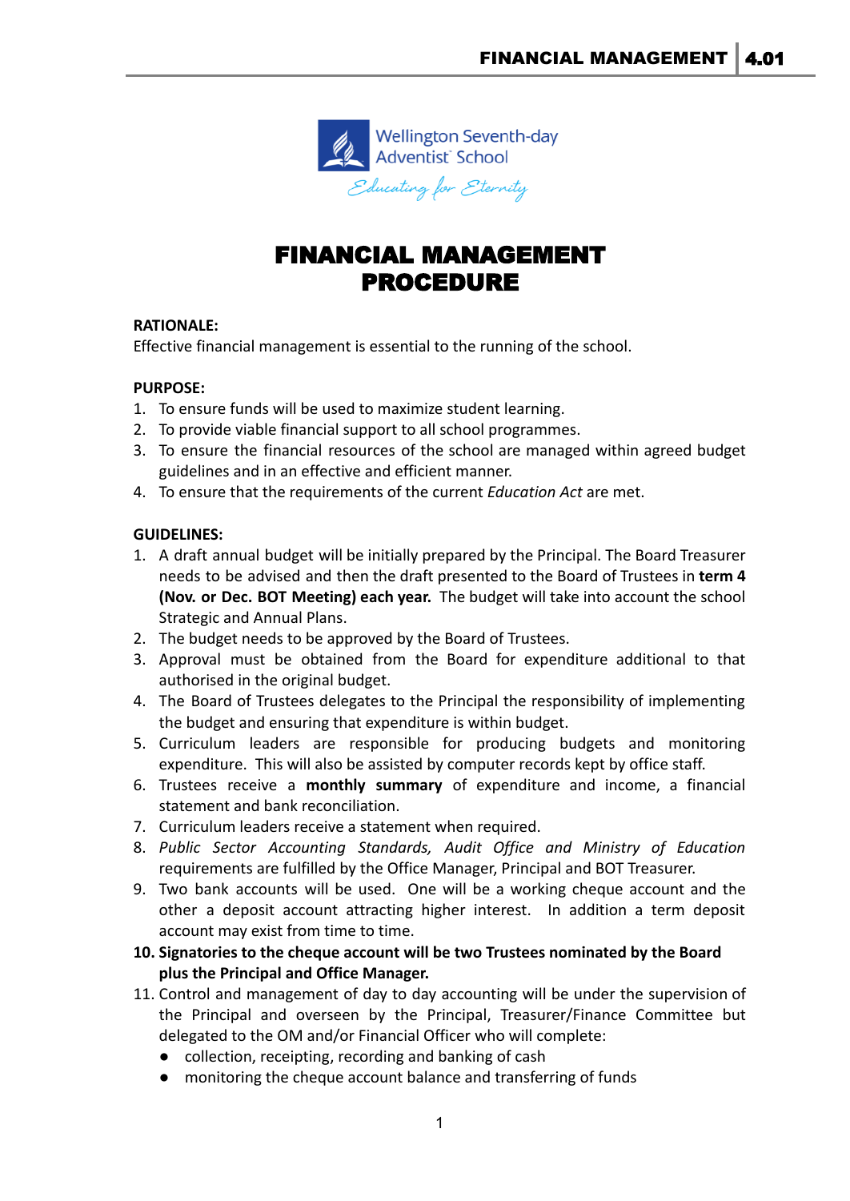Wellington Seventh-day Adventist School

*Educating for Eternity*

# FINANCIAL MANAGEMENT PROCEDURE

**RATIONALE:**
Effective financial management is essential to the running of the school.

**PURPOSE:**
1. To ensure funds will be used to maximize student learning.
2. To provide viable financial support to all school programmes.
3. To ensure the financial resources of the school are managed within agreed budget guidelines and in an effective and efficient manner.
4. To ensure that the requirements of the current *Education Act* are met.

**GUIDELINES:**
1. A draft annual budget will be initially prepared by the Principal. The Board Treasurer needs to be advised and then the draft presented to the Board of Trustees in **term 4 (Nov. or Dec. BOT Meeting) each year.** The budget will take into account the school Strategic and Annual Plans.
2. The budget needs to be approved by the Board of Trustees.
3. Approval must be obtained from the Board for expenditure additional to that authorised in the original budget.
4. The Board of Trustees delegates to the Principal the responsibility of implementing the budget and ensuring that expenditure is within budget.
5. Curriculum leaders are responsible for producing budgets and monitoring expenditure. This will also be assisted by computer records kept by office staff.
6. Trustees receive a **monthly summary** of expenditure and income, a financial statement and bank reconciliation.
7. Curriculum leaders receive a statement when required.
8. *Public Sector Accounting Standards, Audit Office and Ministry of Education* requirements are fulfilled by the Office Manager, Principal and BOT Treasurer.
9. Two bank accounts will be used. One will be a working cheque account and the other a deposit account attracting higher interest. In addition a term deposit account may exist from time to time.
10. **Signatories to the cheque account will be two Trustees nominated by the Board plus the Principal and Office Manager.**
11. Control and management of day to day accounting will be under the supervision of the Principal and overseen by the Principal, Treasurer/Finance Committee but delegated to the OM and/or Financial Officer who will complete:
    - collection, receipting, recording and banking of cash
    - monitoring the cheque account balance and transferring of funds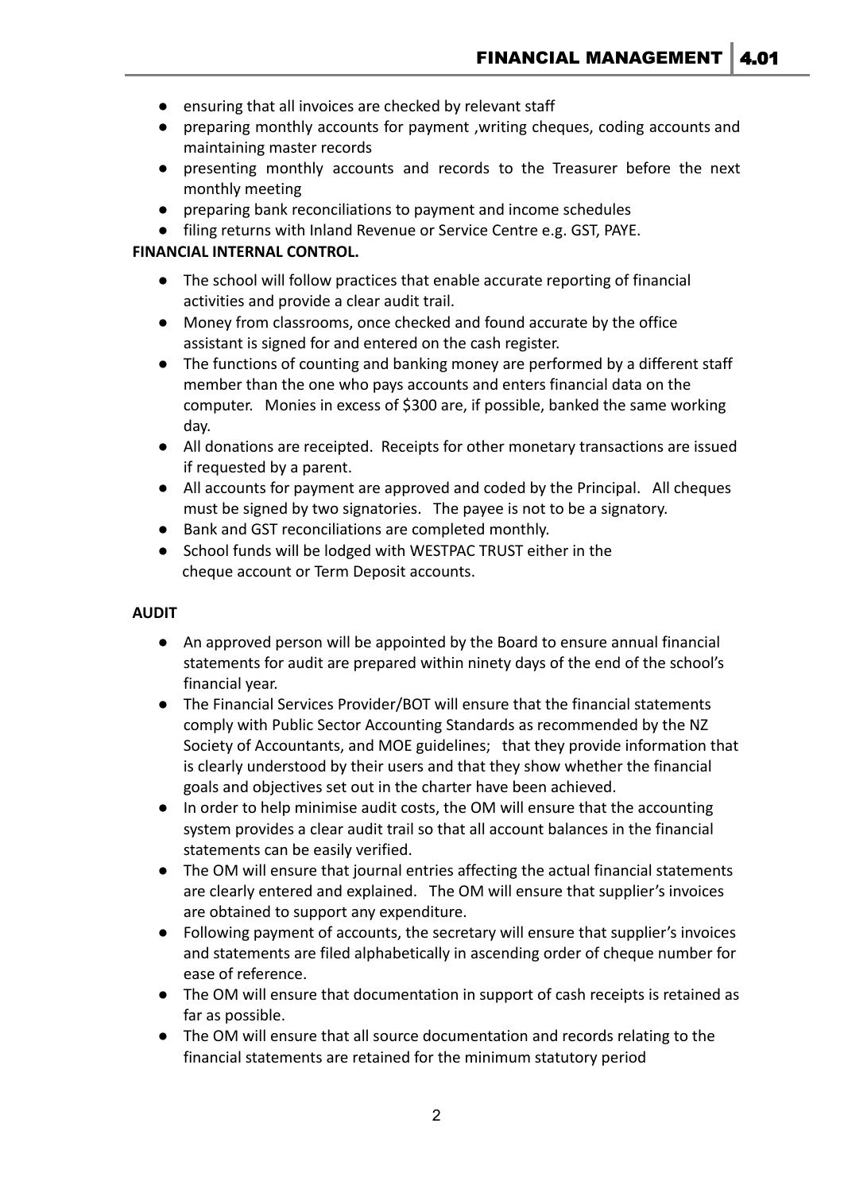- ensuring that all invoices are checked by relevant staff
- preparing monthly accounts for payment ,writing cheques, coding accounts and maintaining master records
- presenting monthly accounts and records to the Treasurer before the next monthly meeting
- preparing bank reconciliations to payment and income schedules
- filing returns with Inland Revenue or Service Centre e.g. GST, PAYE.

**FINANCIAL INTERNAL CONTROL.**

- The school will follow practices that enable accurate reporting of financial activities and provide a clear audit trail.
- Money from classrooms, once checked and found accurate by the office assistant is signed for and entered on the cash register.
- The functions of counting and banking money are performed by a different staff member than the one who pays accounts and enters financial data on the computer. Monies in excess of $300 are, if possible, banked the same working day.
- All donations are receipted. Receipts for other monetary transactions are issued if requested by a parent.
- All accounts for payment are approved and coded by the Principal. All cheques must be signed by two signatories. The payee is not to be a signatory.
- Bank and GST reconciliations are completed monthly.
- School funds will be lodged with WESTPAC TRUST either in the cheque account or Term Deposit accounts.

**AUDIT**

- An approved person will be appointed by the Board to ensure annual financial statements for audit are prepared within ninety days of the end of the school's financial year.
- The Financial Services Provider/BOT will ensure that the financial statements comply with Public Sector Accounting Standards as recommended by the NZ Society of Accountants, and MOE guidelines; that they provide information that is clearly understood by their users and that they show whether the financial goals and objectives set out in the charter have been achieved.
- In order to help minimise audit costs, the OM will ensure that the accounting system provides a clear audit trail so that all account balances in the financial statements can be easily verified.
- The OM will ensure that journal entries affecting the actual financial statements are clearly entered and explained. The OM will ensure that supplier's invoices are obtained to support any expenditure.
- Following payment of accounts, the secretary will ensure that supplier's invoices and statements are filed alphabetically in ascending order of cheque number for ease of reference.
- The OM will ensure that documentation in support of cash receipts is retained as far as possible.
- The OM will ensure that all source documentation and records relating to the financial statements are retained for the minimum statutory period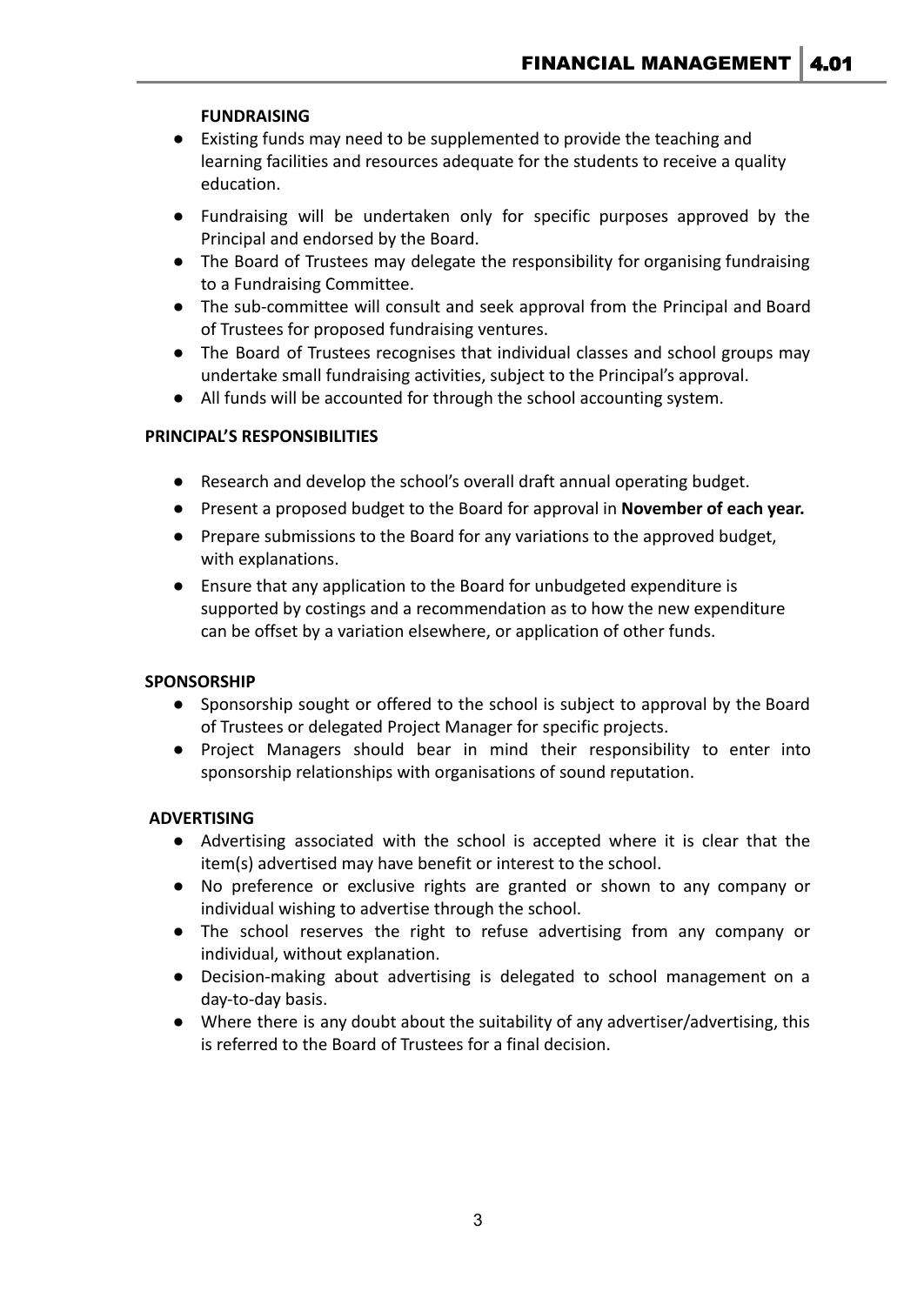## FUNDRAISING

- Existing funds may need to be supplemented to provide the teaching and learning facilities and resources adequate for the students to receive a quality education.
- Fundraising will be undertaken only for specific purposes approved by the Principal and endorsed by the Board.
- The Board of Trustees may delegate the responsibility for organising fundraising to a Fundraising Committee.
- The sub-committee will consult and seek approval from the Principal and Board of Trustees for proposed fundraising ventures.
- The Board of Trustees recognises that individual classes and school groups may undertake small fundraising activities, subject to the Principal's approval.
- All funds will be accounted for through the school accounting system.

## PRINCIPAL'S RESPONSIBILITIES

- Research and develop the school's overall draft annual operating budget.
- Present a proposed budget to the Board for approval in **November of each year.**
- Prepare submissions to the Board for any variations to the approved budget, with explanations.
- Ensure that any application to the Board for unbudgeted expenditure is supported by costings and a recommendation as to how the new expenditure can be offset by a variation elsewhere, or application of other funds.

## SPONSORSHIP

- Sponsorship sought or offered to the school is subject to approval by the Board of Trustees or delegated Project Manager for specific projects.
- Project Managers should bear in mind their responsibility to enter into sponsorship relationships with organisations of sound reputation.

## ADVERTISING

- Advertising associated with the school is accepted where it is clear that the item(s) advertised may have benefit or interest to the school.
- No preference or exclusive rights are granted or shown to any company or individual wishing to advertise through the school.
- The school reserves the right to refuse advertising from any company or individual, without explanation.
- Decision-making about advertising is delegated to school management on a day-to-day basis.
- Where there is any doubt about the suitability of any advertiser/advertising, this is referred to the Board of Trustees for a final decision.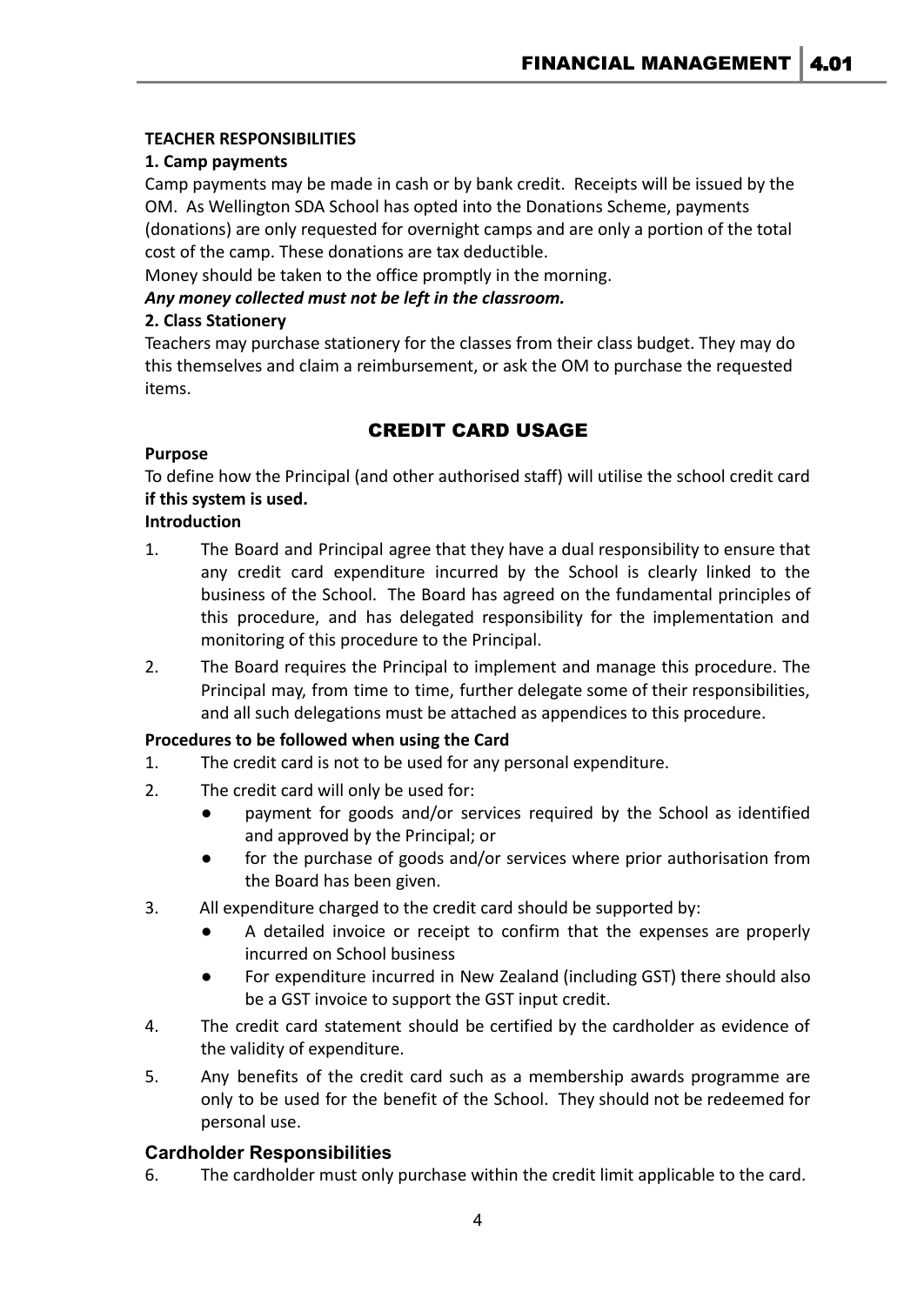**TEACHER RESPONSIBILITIES**

**1. Camp payments**

Camp payments may be made in cash or by bank credit. Receipts will be issued by the OM. As Wellington SDA School has opted into the Donations Scheme, payments (donations) are only requested for overnight camps and are only a portion of the total cost of the camp. These donations are tax deductible.

Money should be taken to the office promptly in the morning.

***Any money collected must not be left in the classroom.***

**2. Class Stationery**

Teachers may purchase stationery for the classes from their class budget. They may do this themselves and claim a reimbursement, or ask the OM to purchase the requested items.

## CREDIT CARD USAGE

**Purpose**

To define how the Principal (and other authorised staff) will utilise the school credit card **if this system is used.**

**Introduction**

1. The Board and Principal agree that they have a dual responsibility to ensure that any credit card expenditure incurred by the School is clearly linked to the business of the School. The Board has agreed on the fundamental principles of this procedure, and has delegated responsibility for the implementation and monitoring of this procedure to the Principal.
2. The Board requires the Principal to implement and manage this procedure. The Principal may, from time to time, further delegate some of their responsibilities, and all such delegations must be attached as appendices to this procedure.

**Procedures to be followed when using the Card**

1. The credit card is not to be used for any personal expenditure.
2. The credit card will only be used for:
   - payment for goods and/or services required by the School as identified and approved by the Principal; or
   - for the purchase of goods and/or services where prior authorisation from the Board has been given.
3. All expenditure charged to the credit card should be supported by:
   - A detailed invoice or receipt to confirm that the expenses are properly incurred on School business
   - For expenditure incurred in New Zealand (including GST) there should also be a GST invoice to support the GST input credit.
4. The credit card statement should be certified by the cardholder as evidence of the validity of expenditure.
5. Any benefits of the credit card such as a membership awards programme are only to be used for the benefit of the School. They should not be redeemed for personal use.

### Cardholder Responsibilities

6. The cardholder must only purchase within the credit limit applicable to the card.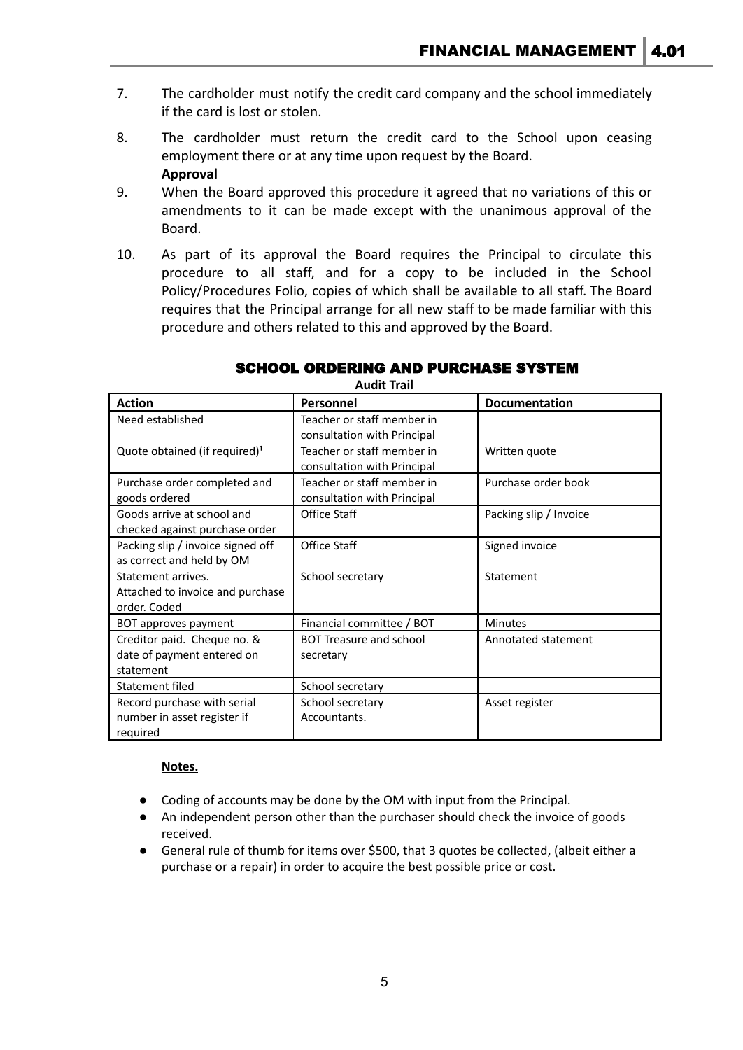7. The cardholder must notify the credit card company and the school immediately if the card is lost or stolen.

8. The cardholder must return the credit card to the School upon ceasing employment there or at any time upon request by the Board.

**Approval**

9. When the Board approved this procedure it agreed that no variations of this or amendments to it can be made except with the unanimous approval of the Board.

10. As part of its approval the Board requires the Principal to circulate this procedure to all staff, and for a copy to be included in the School Policy/Procedures Folio, copies of which shall be available to all staff. The Board requires that the Principal arrange for all new staff to be made familiar with this procedure and others related to this and approved by the Board.

## SCHOOL ORDERING AND PURCHASE SYSTEM

**Audit Trail**

| Action | Personnel | Documentation |
|---|---|---|
| Need established | Teacher or staff member in consultation with Principal | |
| Quote obtained (if required)[1] | Teacher or staff member in consultation with Principal | Written quote |
| Purchase order completed and goods ordered | Teacher or staff member in consultation with Principal | Purchase order book |
| Goods arrive at school and checked against purchase order | Office Staff | Packing slip / Invoice |
| Packing slip / invoice signed off as correct and held by OM | Office Staff | Signed invoice |
| Statement arrives. Attached to invoice and purchase order. Coded | School secretary | Statement |
| BOT approves payment | Financial committee / BOT | Minutes |
| Creditor paid. Cheque no. & date of payment entered on statement | BOT Treasure and school secretary | Annotated statement |
| Statement filed | School secretary | |
| Record purchase with serial number in asset register if required | School secretary Accountants. | Asset register |

**Notes.**

- Coding of accounts may be done by the OM with input from the Principal.
- An independent person other than the purchaser should check the invoice of goods received.
- General rule of thumb for items over $500, that 3 quotes be collected, (albeit either a purchase or a repair) in order to acquire the best possible price or cost.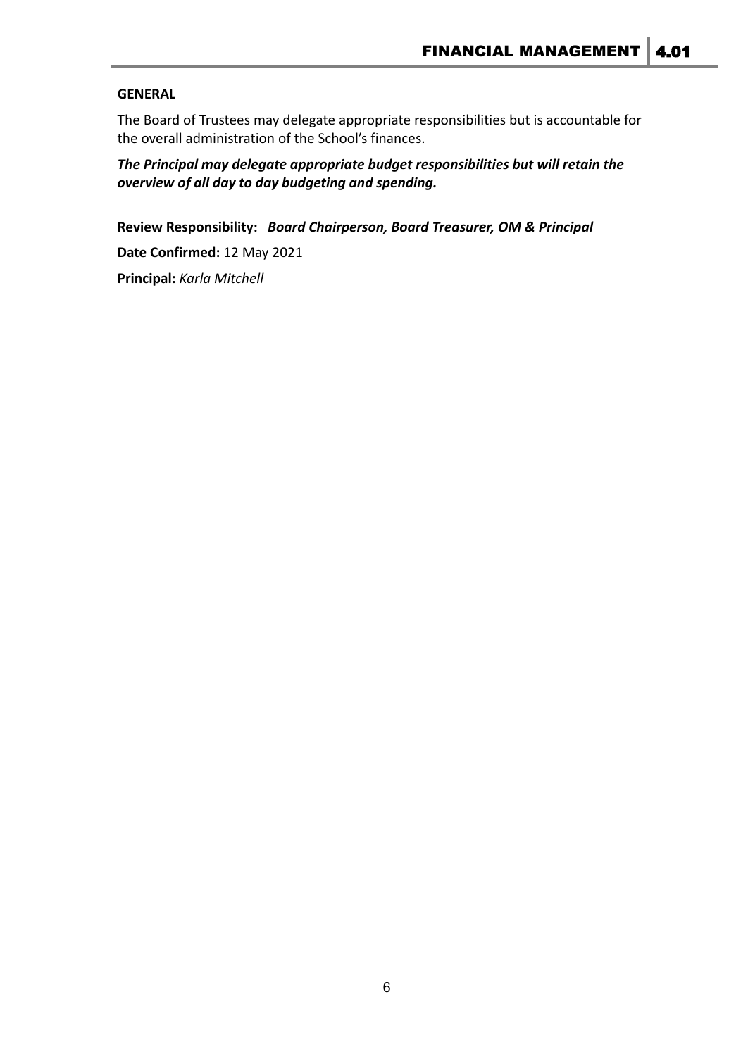# FINANCIAL MANAGEMENT 4.01

**GENERAL**

The Board of Trustees may delegate appropriate responsibilities but is accountable for the overall administration of the School's finances.

***The Principal may delegate appropriate budget responsibilities but will retain the overview of all day to day budgeting and spending.***

**Review Responsibility:** ***Board Chairperson, Board Treasurer, OM & Principal***

**Date Confirmed:** 12 May 2021

**Principal:** *Karla Mitchell*